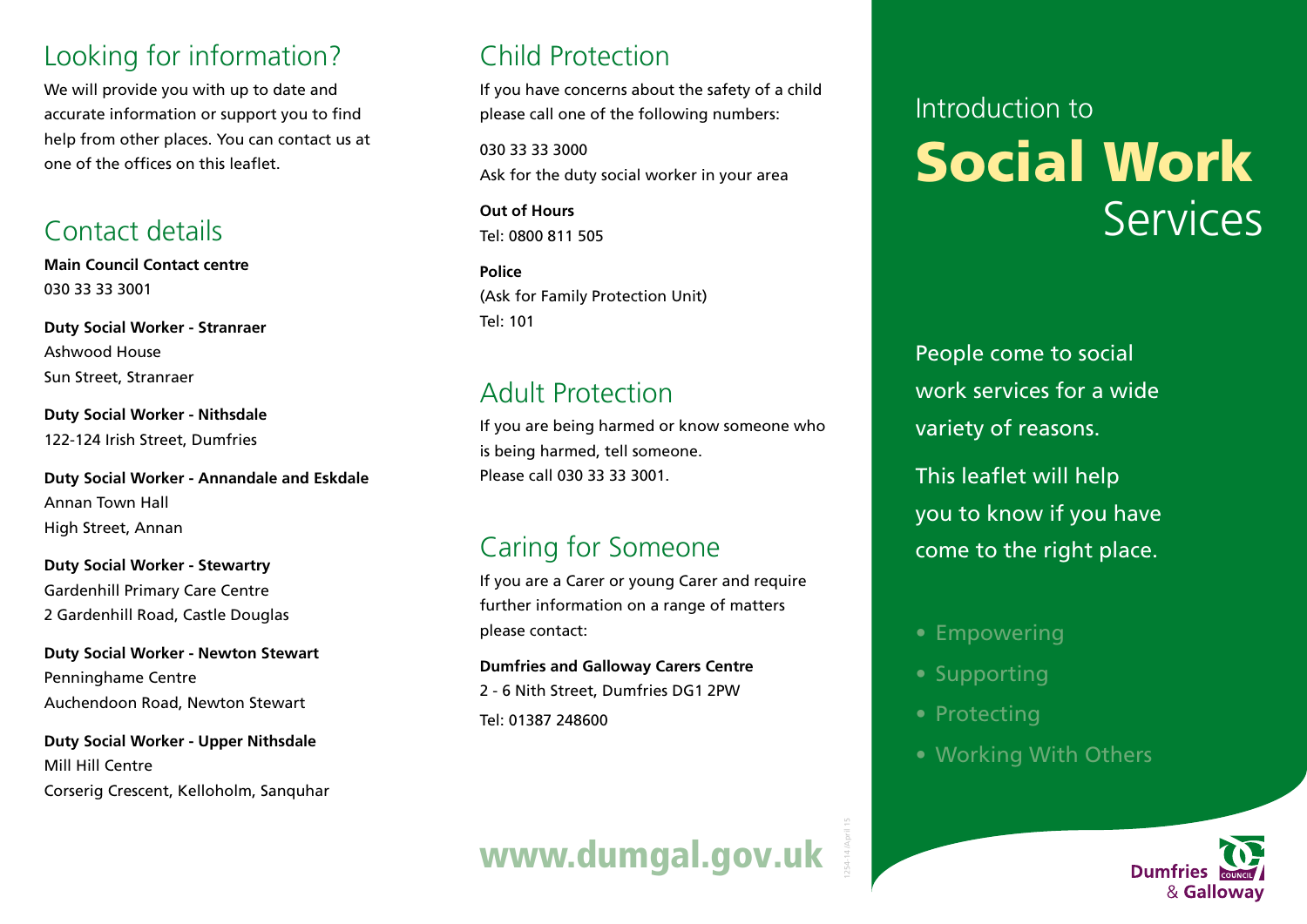## Looking for information?

We will provide you with up to date and accurate information or support you to find help from other places. You can contact us at one of the offices on this leaflet.

## Contact details

**Main Council Contact centre**
030 33 33 3001

**Duty Social Worker - Stranraer**
Ashwood House
Sun Street, Stranraer

**Duty Social Worker - Nithsdale**
122-124 Irish Street, Dumfries

**Duty Social Worker - Annandale and Eskdale**
Annan Town Hall
High Street, Annan

**Duty Social Worker - Stewartry**
Gardenhill Primary Care Centre
2 Gardenhill Road, Castle Douglas

**Duty Social Worker - Newton Stewart**
Penninghame Centre
Auchendoon Road, Newton Stewart

**Duty Social Worker - Upper Nithsdale**
Mill Hill Centre
Corserig Crescent, Kelloholm, Sanquhar

## Child Protection

If you have concerns about the safety of a child please call one of the following numbers:

030 33 33 3000
Ask for the duty social worker in your area

**Out of Hours**
Tel: 0800 811 505

**Police**
(Ask for Family Protection Unit)
Tel: 101

## Adult Protection

If you are being harmed or know someone who is being harmed, tell someone.
Please call 030 33 33 3001.

## Caring for Someone

If you are a Carer or young Carer and require further information on a range of matters please contact:

**Dumfries and Galloway Carers Centre**
2 - 6 Nith Street, Dumfries DG1 2PW
Tel: 01387 248600

**www.dumgal.gov.uk**

1254-14/April 15

# Introduction to **Social Work** Services

People come to social work services for a wide variety of reasons.

This leaflet will help you to know if you have come to the right place.

- Empowering
- Supporting
- Protecting
- Working With Others

Dumfries & Galloway Council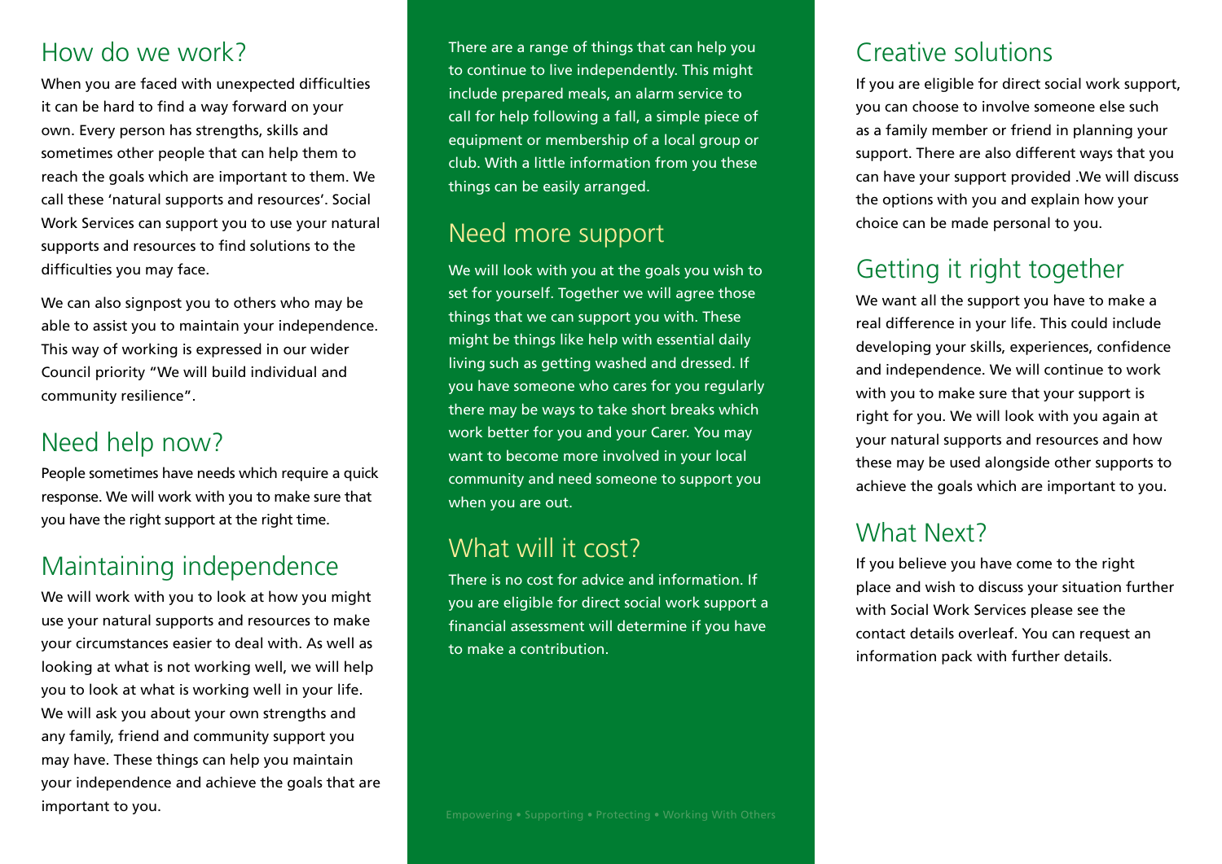## How do we work?

When you are faced with unexpected difficulties it can be hard to find a way forward on your own. Every person has strengths, skills and sometimes other people that can help them to reach the goals which are important to them. We call these 'natural supports and resources'. Social Work Services can support you to use your natural supports and resources to find solutions to the difficulties you may face.

We can also signpost you to others who may be able to assist you to maintain your independence. This way of working is expressed in our wider Council priority "We will build individual and community resilience".

## Need help now?

People sometimes have needs which require a quick response. We will work with you to make sure that you have the right support at the right time.

## Maintaining independence

We will work with you to look at how you might use your natural supports and resources to make your circumstances easier to deal with. As well as looking at what is not working well, we will help you to look at what is working well in your life. We will ask you about your own strengths and any family, friend and community support you may have. These things can help you maintain your independence and achieve the goals that are important to you.

There are a range of things that can help you to continue to live independently. This might include prepared meals, an alarm service to call for help following a fall, a simple piece of equipment or membership of a local group or club. With a little information from you these things can be easily arranged.

## Need more support

We will look with you at the goals you wish to set for yourself. Together we will agree those things that we can support you with. These might be things like help with essential daily living such as getting washed and dressed. If you have someone who cares for you regularly there may be ways to take short breaks which work better for you and your Carer. You may want to become more involved in your local community and need someone to support you when you are out.

## What will it cost?

There is no cost for advice and information. If you are eligible for direct social work support a financial assessment will determine if you have to make a contribution.

Empowering • Supporting • Protecting • Working With Others

## Creative solutions

If you are eligible for direct social work support, you can choose to involve someone else such as a family member or friend in planning your support. There are also different ways that you can have your support provided .We will discuss the options with you and explain how your choice can be made personal to you.

## Getting it right together

We want all the support you have to make a real difference in your life. This could include developing your skills, experiences, confidence and independence. We will continue to work with you to make sure that your support is right for you. We will look with you again at your natural supports and resources and how these may be used alongside other supports to achieve the goals which are important to you.

## What Next?

If you believe you have come to the right place and wish to discuss your situation further with Social Work Services please see the contact details overleaf. You can request an information pack with further details.